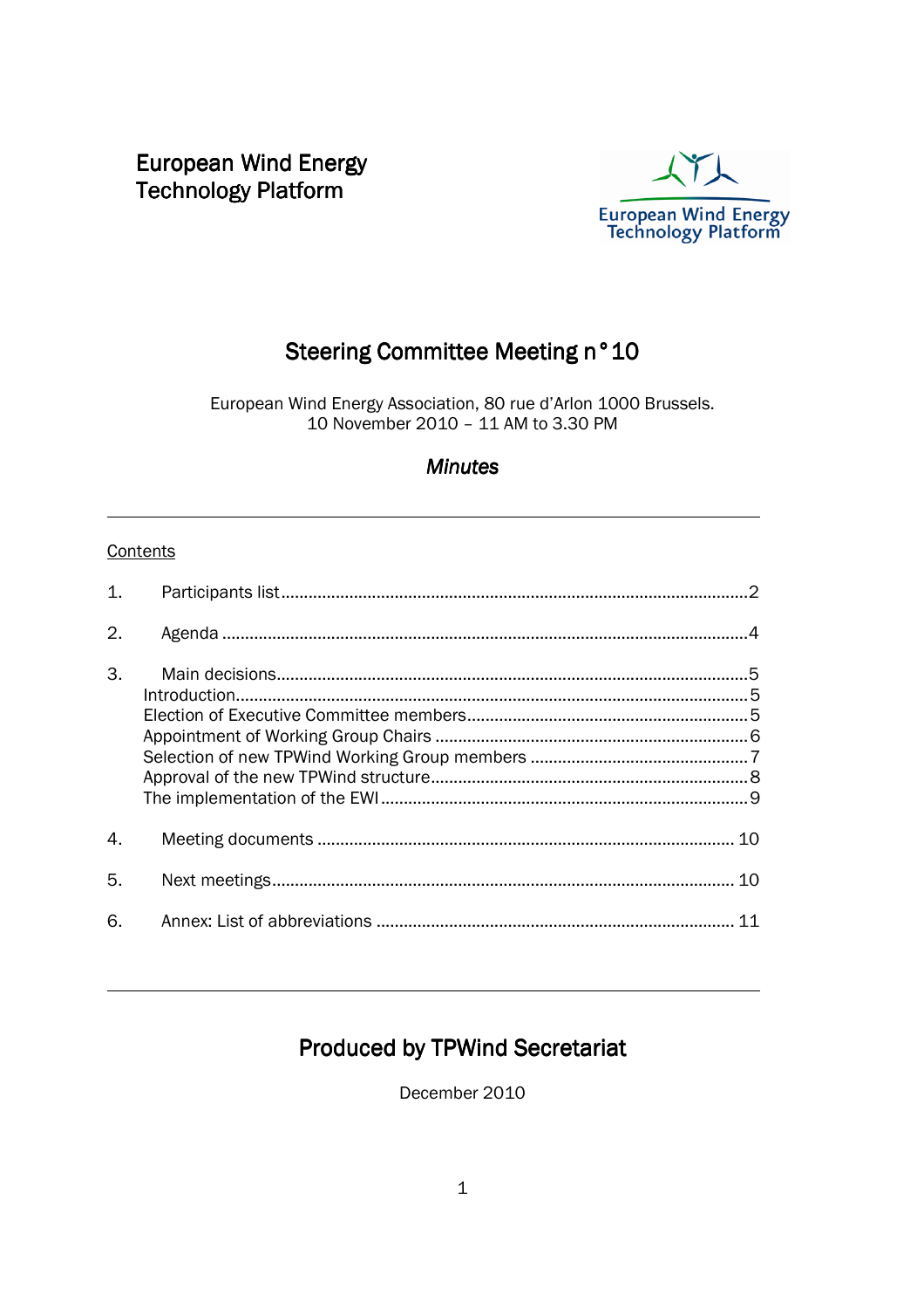European Wind Energy
Technology Platform

# Steering Committee Meeting n°10

European Wind Energy Association, 80 rue d'Arlon 1000 Brussels.
10 November 2010 – 11 AM to 3.30 PM

## *Minutes*

---

Contents

1. Participants list....................2
2. Agenda....................4
3. Main decisions....................5
   - Introduction....................5
   - Election of Executive Committee members....................5
   - Appointment of Working Group Chairs....................6
   - Selection of new TPWind Working Group members....................7
   - Approval of the new TPWind structure....................8
   - The implementation of the EWI....................9
4. Meeting documents....................10
5. Next meetings....................10
6. Annex: List of abbreviations....................11

---

## Produced by TPWind Secretariat

December 2010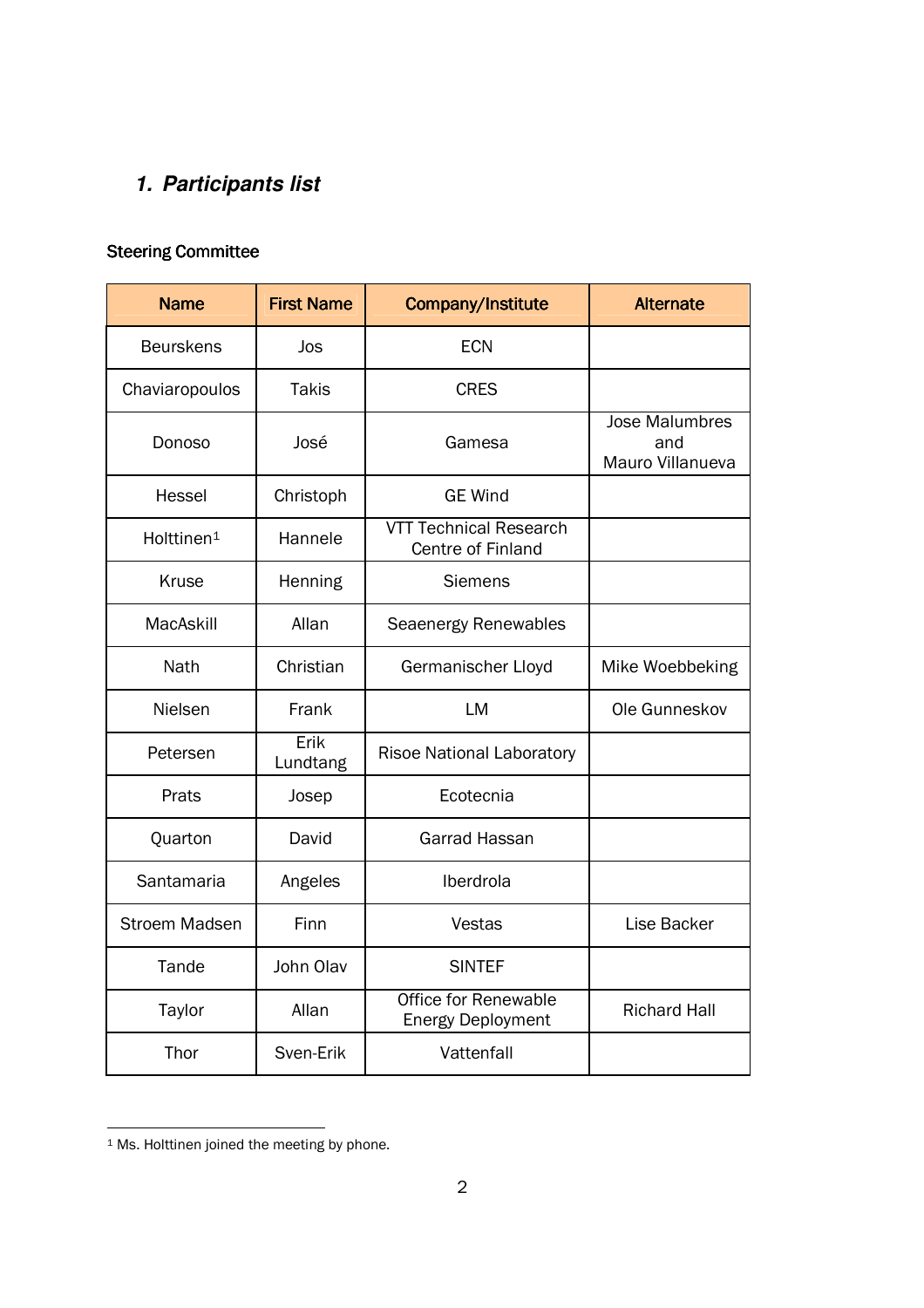## *1. Participants list*

### Steering Committee

| Name | First Name | Company/Institute | Alternate |
|---|---|---|---|
| Beurskens | Jos | ECN | |
| Chaviaropoulos | Takis | CRES | |
| Donoso | José | Gamesa | Jose Malumbres and Mauro Villanueva |
| Hessel | Christoph | GE Wind | |
| Holttinen[1] | Hannele | VTT Technical Research Centre of Finland | |
| Kruse | Henning | Siemens | |
| MacAskill | Allan | Seaenergy Renewables | |
| Nath | Christian | Germanischer Lloyd | Mike Woebbeking |
| Nielsen | Frank | LM | Ole Gunneskov |
| Petersen | Erik Lundtang | Risoe National Laboratory | |
| Prats | Josep | Ecotecnia | |
| Quarton | David | Garrad Hassan | |
| Santamaria | Angeles | Iberdrola | |
| Stroem Madsen | Finn | Vestas | Lise Backer |
| Tande | John Olav | SINTEF | |
| Taylor | Allan | Office for Renewable Energy Deployment | Richard Hall |
| Thor | Sven-Erik | Vattenfall | |

[1] Ms. Holttinen joined the meeting by phone.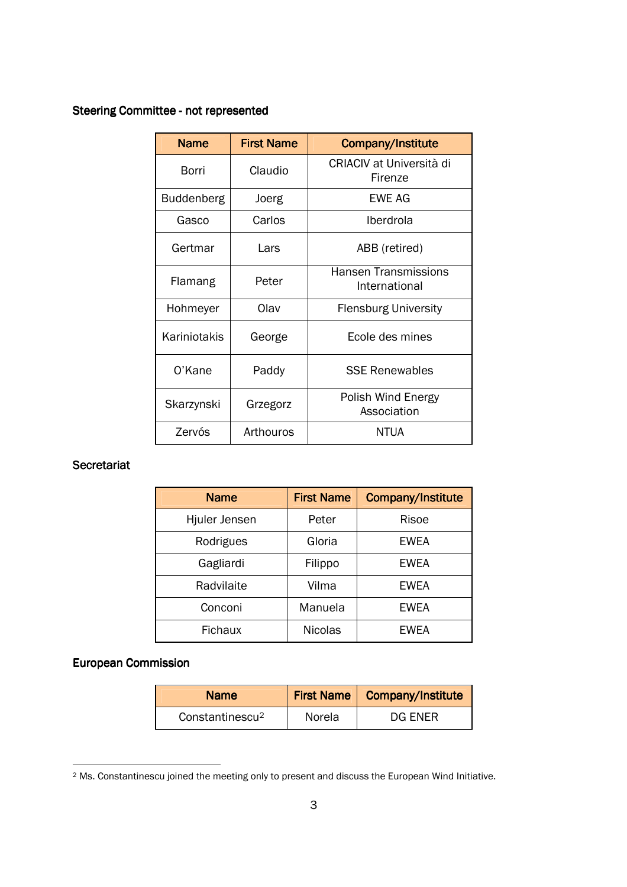**Steering Committee - not represented**

| Name | First Name | Company/Institute |
|---|---|---|
| Borri | Claudio | CRIACIV at Università di Firenze |
| Buddenberg | Joerg | EWE AG |
| Gasco | Carlos | Iberdrola |
| Gertmar | Lars | ABB (retired) |
| Flamang | Peter | Hansen Transmissions International |
| Hohmeyer | Olav | Flensburg University |
| Kariniotakis | George | Ecole des mines |
| O'Kane | Paddy | SSE Renewables |
| Skarzynski | Grzegorz | Polish Wind Energy Association |
| Zervós | Arthouros | NTUA |

**Secretariat**

| Name | First Name | Company/Institute |
|---|---|---|
| Hjuler Jensen | Peter | Risoe |
| Rodrigues | Gloria | EWEA |
| Gagliardi | Filippo | EWEA |
| Radvilaite | Vilma | EWEA |
| Conconi | Manuela | EWEA |
| Fichaux | Nicolas | EWEA |

**European Commission**

| Name | First Name | Company/Institute |
|---|---|---|
| Constantinescu[2] | Norela | DG ENER |

[2] Ms. Constantinescu joined the meeting only to present and discuss the European Wind Initiative.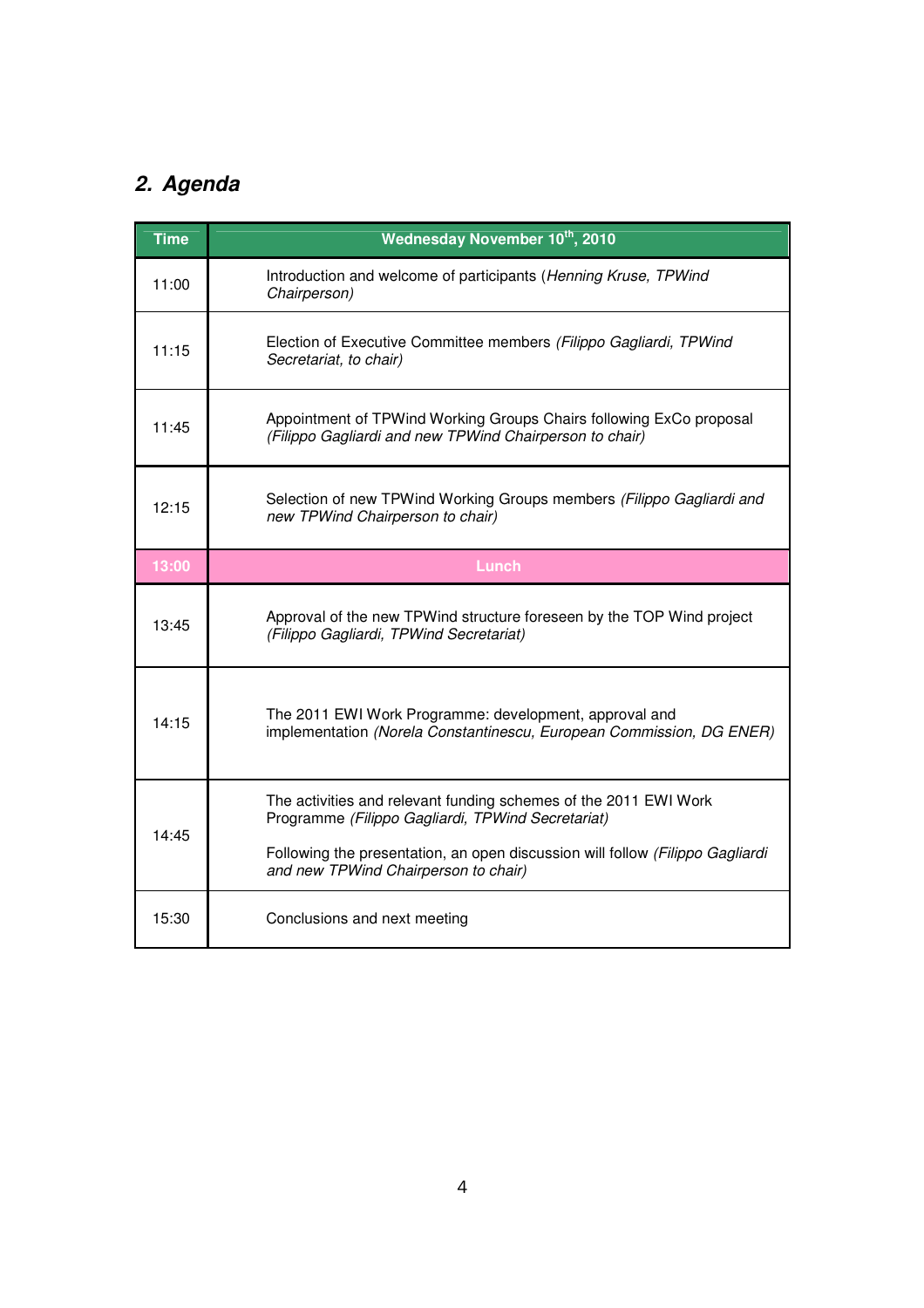## 2. Agenda

| Time | Wednesday November 10th, 2010 |
|---|---|
| 11:00 | Introduction and welcome of participants (*Henning Kruse, TPWind Chairperson)* |
| 11:15 | Election of Executive Committee members *(Filippo Gagliardi, TPWind Secretariat, to chair)* |
| 11:45 | Appointment of TPWind Working Groups Chairs following ExCo proposal *(Filippo Gagliardi and new TPWind Chairperson to chair)* |
| 12:15 | Selection of new TPWind Working Groups members *(Filippo Gagliardi and new TPWind Chairperson to chair)* |
| 13:00 | Lunch |
| 13:45 | Approval of the new TPWind structure foreseen by the TOP Wind project *(Filippo Gagliardi, TPWind Secretariat)* |
| 14:15 | The 2011 EWI Work Programme: development, approval and implementation *(Norela Constantinescu, European Commission, DG ENER)* |
| 14:45 | The activities and relevant funding schemes of the 2011 EWI Work Programme *(Filippo Gagliardi, TPWind Secretariat)*<br><br>Following the presentation, an open discussion will follow *(Filippo Gagliardi and new TPWind Chairperson to chair)* |
| 15:30 | Conclusions and next meeting |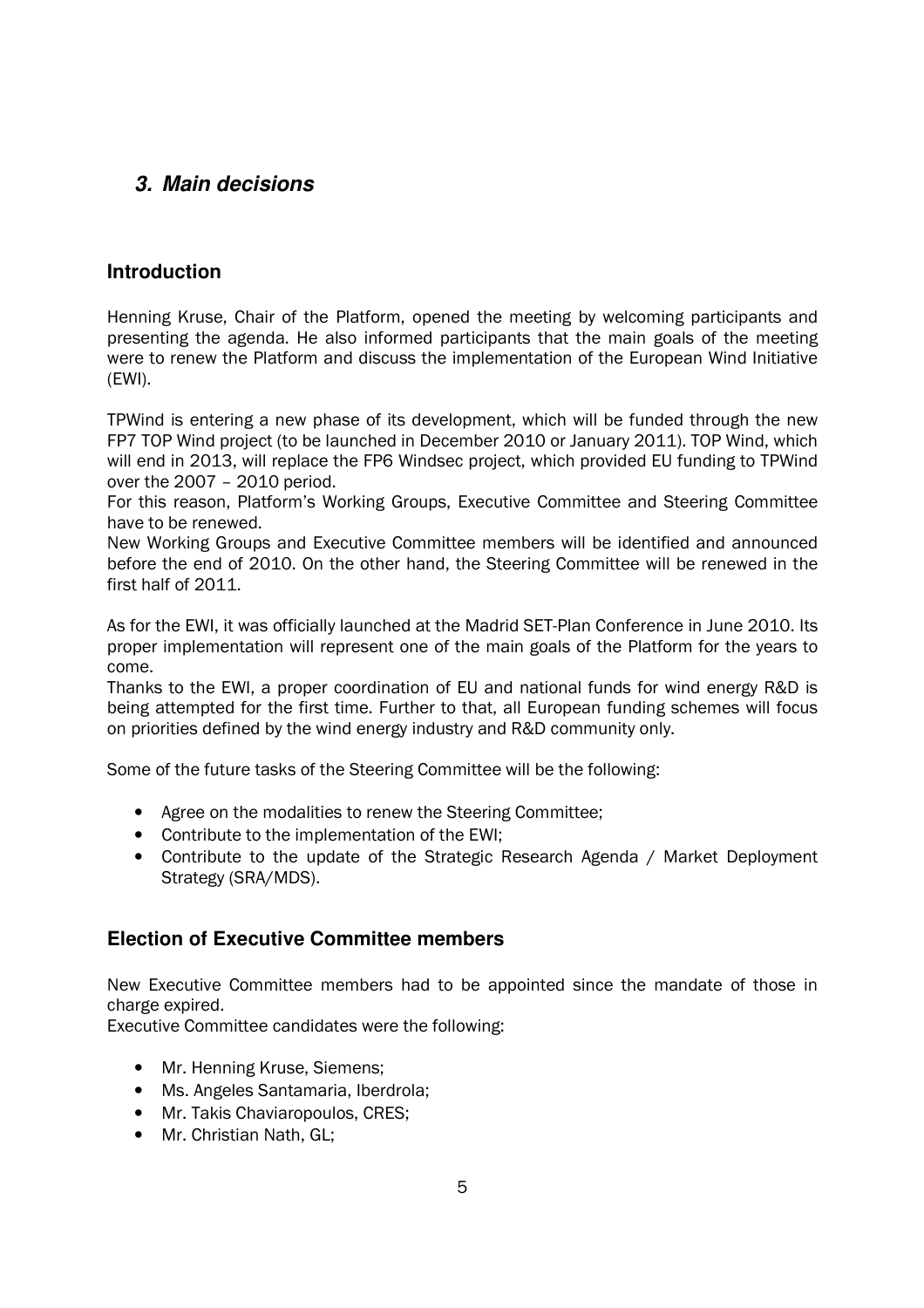## *3. Main decisions*

### Introduction

Henning Kruse, Chair of the Platform, opened the meeting by welcoming participants and presenting the agenda. He also informed participants that the main goals of the meeting were to renew the Platform and discuss the implementation of the European Wind Initiative (EWI).

TPWind is entering a new phase of its development, which will be funded through the new FP7 TOP Wind project (to be launched in December 2010 or January 2011). TOP Wind, which will end in 2013, will replace the FP6 Windsec project, which provided EU funding to TPWind over the 2007 – 2010 period.
For this reason, Platform's Working Groups, Executive Committee and Steering Committee have to be renewed.
New Working Groups and Executive Committee members will be identified and announced before the end of 2010. On the other hand, the Steering Committee will be renewed in the first half of 2011.

As for the EWI, it was officially launched at the Madrid SET-Plan Conference in June 2010. Its proper implementation will represent one of the main goals of the Platform for the years to come.
Thanks to the EWI, a proper coordination of EU and national funds for wind energy R&D is being attempted for the first time. Further to that, all European funding schemes will focus on priorities defined by the wind energy industry and R&D community only.

Some of the future tasks of the Steering Committee will be the following:

- Agree on the modalities to renew the Steering Committee;
- Contribute to the implementation of the EWI;
- Contribute to the update of the Strategic Research Agenda / Market Deployment Strategy (SRA/MDS).

### Election of Executive Committee members

New Executive Committee members had to be appointed since the mandate of those in charge expired.
Executive Committee candidates were the following:

- Mr. Henning Kruse, Siemens;
- Ms. Angeles Santamaria, Iberdrola;
- Mr. Takis Chaviaropoulos, CRES;
- Mr. Christian Nath, GL;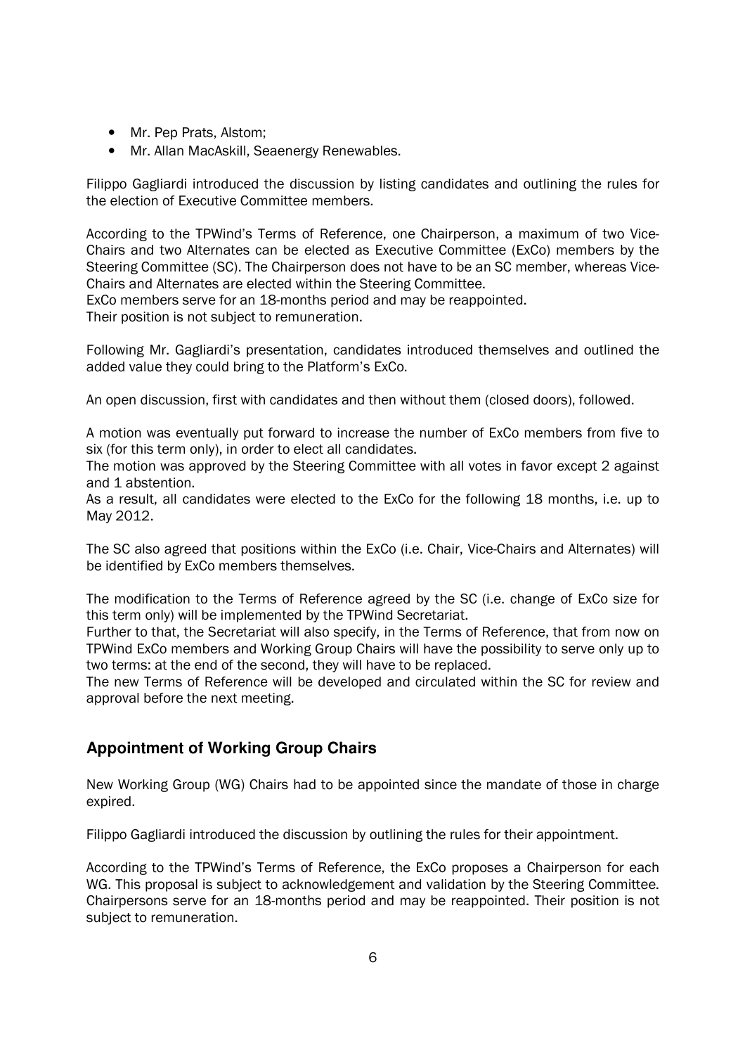- Mr. Pep Prats, Alstom;
- Mr. Allan MacAskill, Seaenergy Renewables.

Filippo Gagliardi introduced the discussion by listing candidates and outlining the rules for the election of Executive Committee members.

According to the TPWind's Terms of Reference, one Chairperson, a maximum of two Vice-Chairs and two Alternates can be elected as Executive Committee (ExCo) members by the Steering Committee (SC). The Chairperson does not have to be an SC member, whereas Vice-Chairs and Alternates are elected within the Steering Committee.
ExCo members serve for an 18-months period and may be reappointed.
Their position is not subject to remuneration.

Following Mr. Gagliardi's presentation, candidates introduced themselves and outlined the added value they could bring to the Platform's ExCo.

An open discussion, first with candidates and then without them (closed doors), followed.

A motion was eventually put forward to increase the number of ExCo members from five to six (for this term only), in order to elect all candidates.
The motion was approved by the Steering Committee with all votes in favor except 2 against and 1 abstention.
As a result, all candidates were elected to the ExCo for the following 18 months, i.e. up to May 2012.

The SC also agreed that positions within the ExCo (i.e. Chair, Vice-Chairs and Alternates) will be identified by ExCo members themselves.

The modification to the Terms of Reference agreed by the SC (i.e. change of ExCo size for this term only) will be implemented by the TPWind Secretariat.
Further to that, the Secretariat will also specify, in the Terms of Reference, that from now on TPWind ExCo members and Working Group Chairs will have the possibility to serve only up to two terms: at the end of the second, they will have to be replaced.
The new Terms of Reference will be developed and circulated within the SC for review and approval before the next meeting.

## Appointment of Working Group Chairs

New Working Group (WG) Chairs had to be appointed since the mandate of those in charge expired.

Filippo Gagliardi introduced the discussion by outlining the rules for their appointment.

According to the TPWind's Terms of Reference, the ExCo proposes a Chairperson for each WG. This proposal is subject to acknowledgement and validation by the Steering Committee. Chairpersons serve for an 18-months period and may be reappointed. Their position is not subject to remuneration.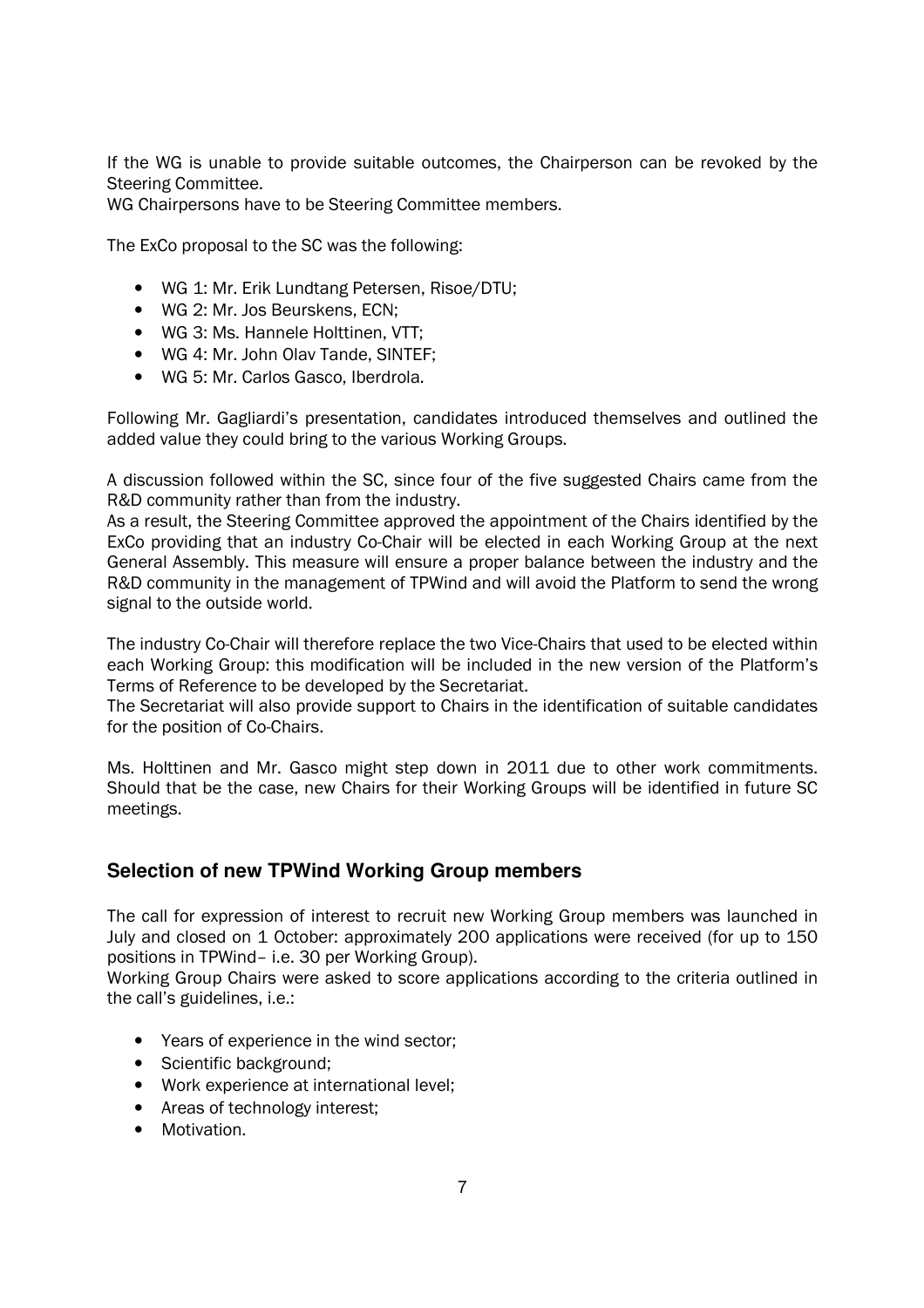If the WG is unable to provide suitable outcomes, the Chairperson can be revoked by the Steering Committee.
WG Chairpersons have to be Steering Committee members.

The ExCo proposal to the SC was the following:

- WG 1: Mr. Erik Lundtang Petersen, Risoe/DTU;
- WG 2: Mr. Jos Beurskens, ECN;
- WG 3: Ms. Hannele Holttinen, VTT;
- WG 4: Mr. John Olav Tande, SINTEF;
- WG 5: Mr. Carlos Gasco, Iberdrola.

Following Mr. Gagliardi's presentation, candidates introduced themselves and outlined the added value they could bring to the various Working Groups.

A discussion followed within the SC, since four of the five suggested Chairs came from the R&D community rather than from the industry.
As a result, the Steering Committee approved the appointment of the Chairs identified by the ExCo providing that an industry Co-Chair will be elected in each Working Group at the next General Assembly. This measure will ensure a proper balance between the industry and the R&D community in the management of TPWind and will avoid the Platform to send the wrong signal to the outside world.

The industry Co-Chair will therefore replace the two Vice-Chairs that used to be elected within each Working Group: this modification will be included in the new version of the Platform's Terms of Reference to be developed by the Secretariat.
The Secretariat will also provide support to Chairs in the identification of suitable candidates for the position of Co-Chairs.

Ms. Holttinen and Mr. Gasco might step down in 2011 due to other work commitments. Should that be the case, new Chairs for their Working Groups will be identified in future SC meetings.

## Selection of new TPWind Working Group members

The call for expression of interest to recruit new Working Group members was launched in July and closed on 1 October: approximately 200 applications were received (for up to 150 positions in TPWind– i.e. 30 per Working Group).
Working Group Chairs were asked to score applications according to the criteria outlined in the call's guidelines, i.e.:

- Years of experience in the wind sector;
- Scientific background;
- Work experience at international level;
- Areas of technology interest;
- Motivation.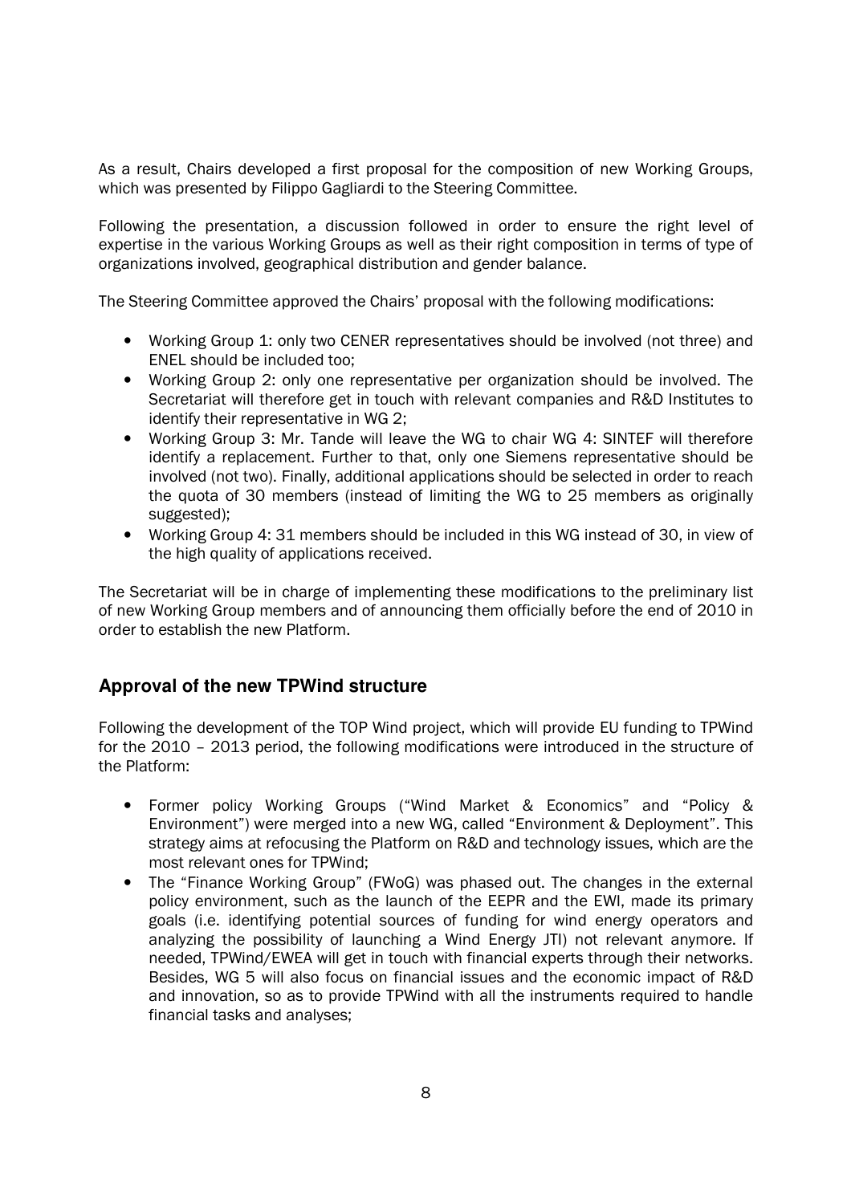As a result, Chairs developed a first proposal for the composition of new Working Groups, which was presented by Filippo Gagliardi to the Steering Committee.

Following the presentation, a discussion followed in order to ensure the right level of expertise in the various Working Groups as well as their right composition in terms of type of organizations involved, geographical distribution and gender balance.

The Steering Committee approved the Chairs' proposal with the following modifications:

- Working Group 1: only two CENER representatives should be involved (not three) and ENEL should be included too;
- Working Group 2: only one representative per organization should be involved. The Secretariat will therefore get in touch with relevant companies and R&D Institutes to identify their representative in WG 2;
- Working Group 3: Mr. Tande will leave the WG to chair WG 4: SINTEF will therefore identify a replacement. Further to that, only one Siemens representative should be involved (not two). Finally, additional applications should be selected in order to reach the quota of 30 members (instead of limiting the WG to 25 members as originally suggested);
- Working Group 4: 31 members should be included in this WG instead of 30, in view of the high quality of applications received.

The Secretariat will be in charge of implementing these modifications to the preliminary list of new Working Group members and of announcing them officially before the end of 2010 in order to establish the new Platform.

## Approval of the new TPWind structure

Following the development of the TOP Wind project, which will provide EU funding to TPWind for the 2010 – 2013 period, the following modifications were introduced in the structure of the Platform:

- Former policy Working Groups ("Wind Market & Economics" and "Policy & Environment") were merged into a new WG, called "Environment & Deployment". This strategy aims at refocusing the Platform on R&D and technology issues, which are the most relevant ones for TPWind;
- The "Finance Working Group" (FWoG) was phased out. The changes in the external policy environment, such as the launch of the EEPR and the EWI, made its primary goals (i.e. identifying potential sources of funding for wind energy operators and analyzing the possibility of launching a Wind Energy JTI) not relevant anymore. If needed, TPWind/EWEA will get in touch with financial experts through their networks. Besides, WG 5 will also focus on financial issues and the economic impact of R&D and innovation, so as to provide TPWind with all the instruments required to handle financial tasks and analyses;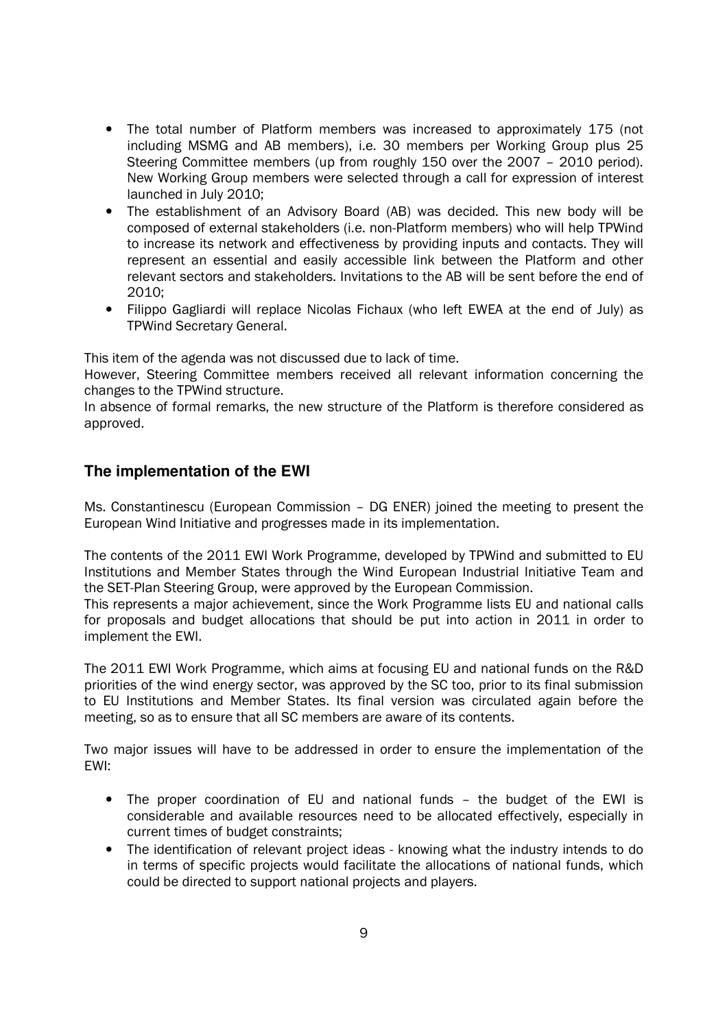- The total number of Platform members was increased to approximately 175 (not including MSMG and AB members), i.e. 30 members per Working Group plus 25 Steering Committee members (up from roughly 150 over the 2007 – 2010 period). New Working Group members were selected through a call for expression of interest launched in July 2010;
- The establishment of an Advisory Board (AB) was decided. This new body will be composed of external stakeholders (i.e. non-Platform members) who will help TPWind to increase its network and effectiveness by providing inputs and contacts. They will represent an essential and easily accessible link between the Platform and other relevant sectors and stakeholders. Invitations to the AB will be sent before the end of 2010;
- Filippo Gagliardi will replace Nicolas Fichaux (who left EWEA at the end of July) as TPWind Secretary General.

This item of the agenda was not discussed due to lack of time.
However, Steering Committee members received all relevant information concerning the changes to the TPWind structure.
In absence of formal remarks, the new structure of the Platform is therefore considered as approved.

## The implementation of the EWI

Ms. Constantinescu (European Commission – DG ENER) joined the meeting to present the European Wind Initiative and progresses made in its implementation.

The contents of the 2011 EWI Work Programme, developed by TPWind and submitted to EU Institutions and Member States through the Wind European Industrial Initiative Team and the SET-Plan Steering Group, were approved by the European Commission.
This represents a major achievement, since the Work Programme lists EU and national calls for proposals and budget allocations that should be put into action in 2011 in order to implement the EWI.

The 2011 EWI Work Programme, which aims at focusing EU and national funds on the R&D priorities of the wind energy sector, was approved by the SC too, prior to its final submission to EU Institutions and Member States. Its final version was circulated again before the meeting, so as to ensure that all SC members are aware of its contents.

Two major issues will have to be addressed in order to ensure the implementation of the EWI:

- The proper coordination of EU and national funds – the budget of the EWI is considerable and available resources need to be allocated effectively, especially in current times of budget constraints;
- The identification of relevant project ideas - knowing what the industry intends to do in terms of specific projects would facilitate the allocations of national funds, which could be directed to support national projects and players.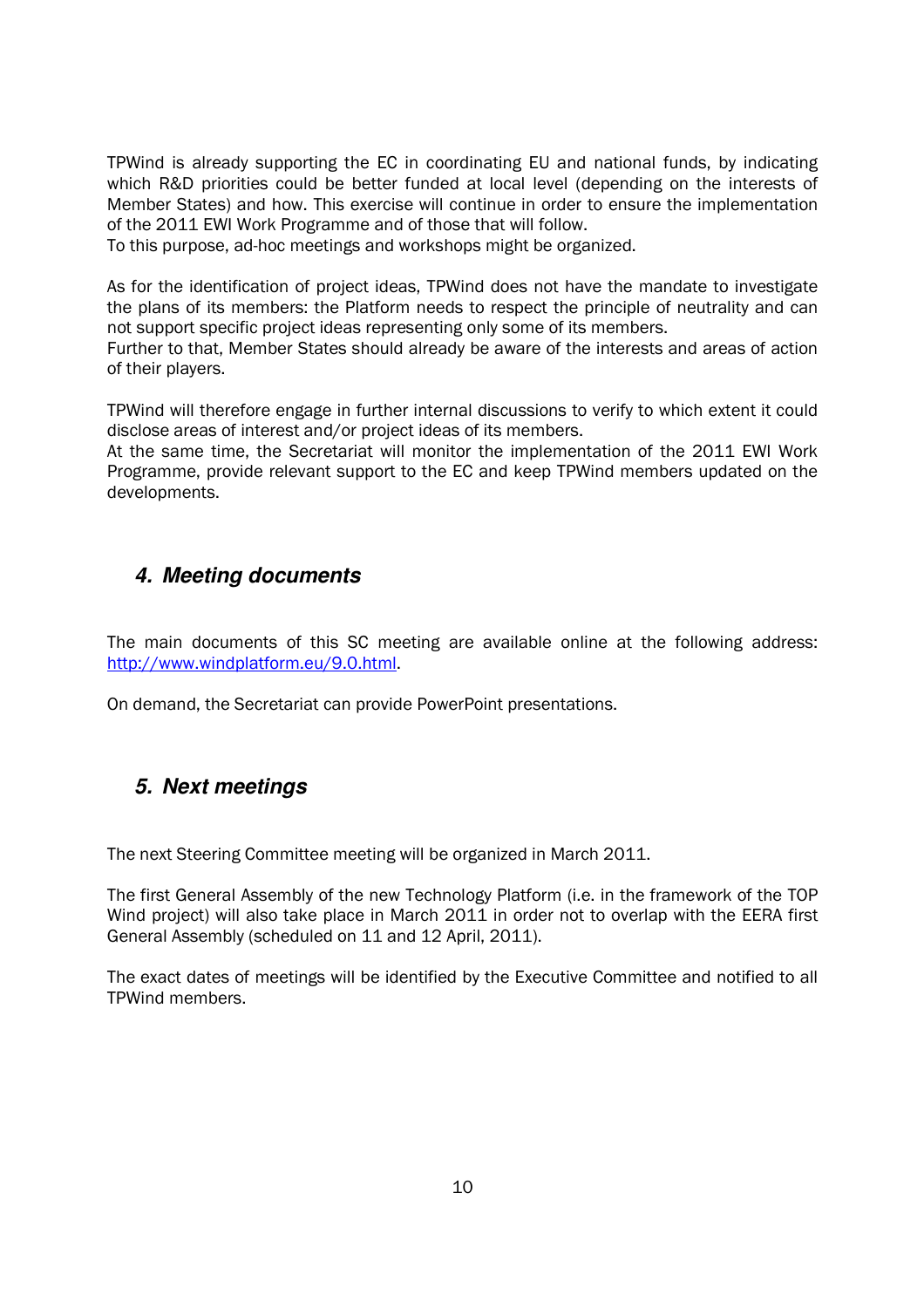TPWind is already supporting the EC in coordinating EU and national funds, by indicating which R&D priorities could be better funded at local level (depending on the interests of Member States) and how. This exercise will continue in order to ensure the implementation of the 2011 EWI Work Programme and of those that will follow.
To this purpose, ad-hoc meetings and workshops might be organized.

As for the identification of project ideas, TPWind does not have the mandate to investigate the plans of its members: the Platform needs to respect the principle of neutrality and can not support specific project ideas representing only some of its members.
Further to that, Member States should already be aware of the interests and areas of action of their players.

TPWind will therefore engage in further internal discussions to verify to which extent it could disclose areas of interest and/or project ideas of its members.
At the same time, the Secretariat will monitor the implementation of the 2011 EWI Work Programme, provide relevant support to the EC and keep TPWind members updated on the developments.

## *4. Meeting documents*

The main documents of this SC meeting are available online at the following address: [http://www.windplatform.eu/9.0.html](http://www.windplatform.eu/9.0.html).

On demand, the Secretariat can provide PowerPoint presentations.

## *5. Next meetings*

The next Steering Committee meeting will be organized in March 2011.

The first General Assembly of the new Technology Platform (i.e. in the framework of the TOP Wind project) will also take place in March 2011 in order not to overlap with the EERA first General Assembly (scheduled on 11 and 12 April, 2011).

The exact dates of meetings will be identified by the Executive Committee and notified to all TPWind members.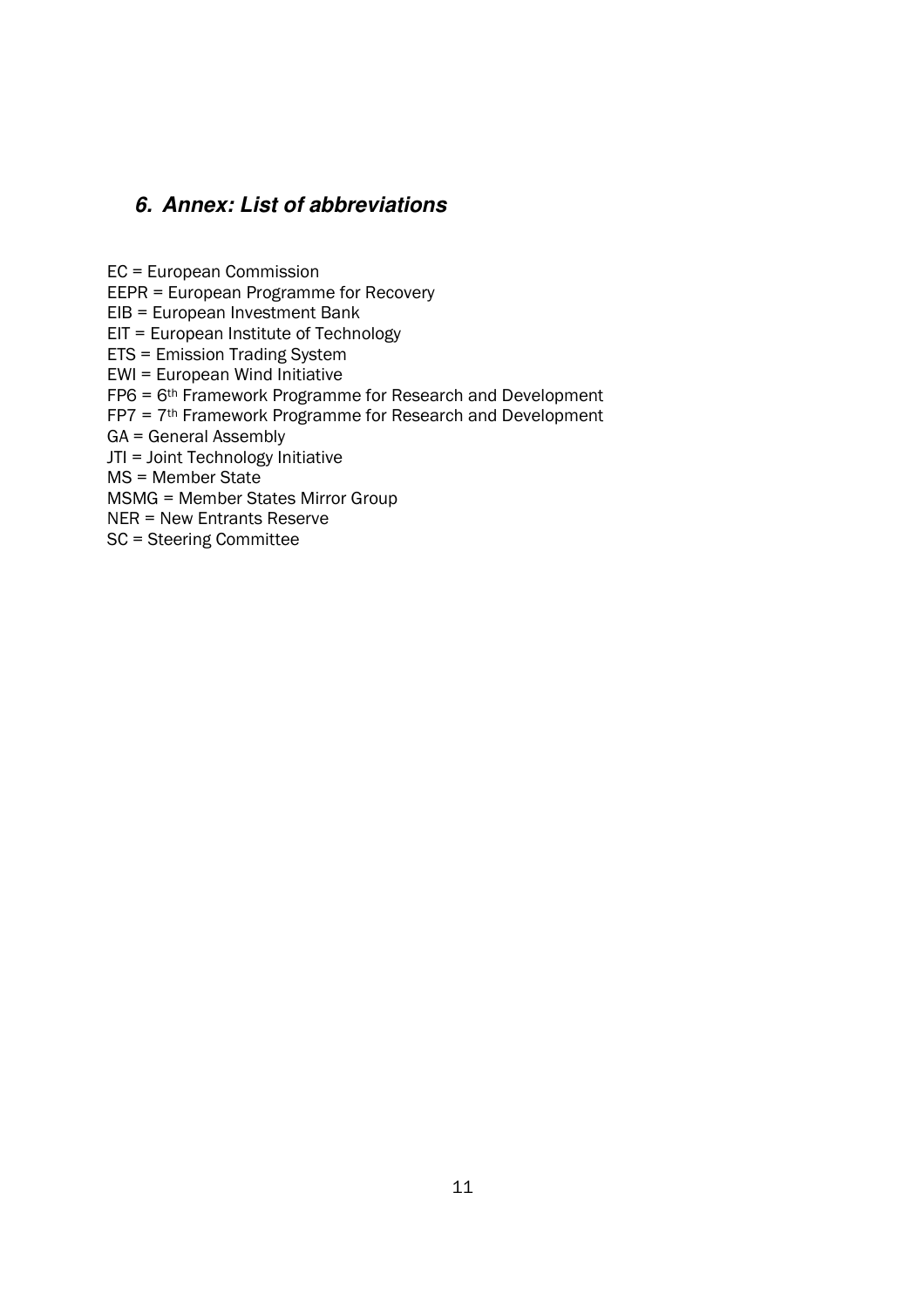## *6. Annex: List of abbreviations*

EC = European Commission
EEPR = European Programme for Recovery
EIB = European Investment Bank
EIT = European Institute of Technology
ETS = Emission Trading System
EWI = European Wind Initiative
FP6 = 6$^{th}$ Framework Programme for Research and Development
FP7 = 7$^{th}$ Framework Programme for Research and Development
GA = General Assembly
JTI = Joint Technology Initiative
MS = Member State
MSMG = Member States Mirror Group
NER = New Entrants Reserve
SC = Steering Committee